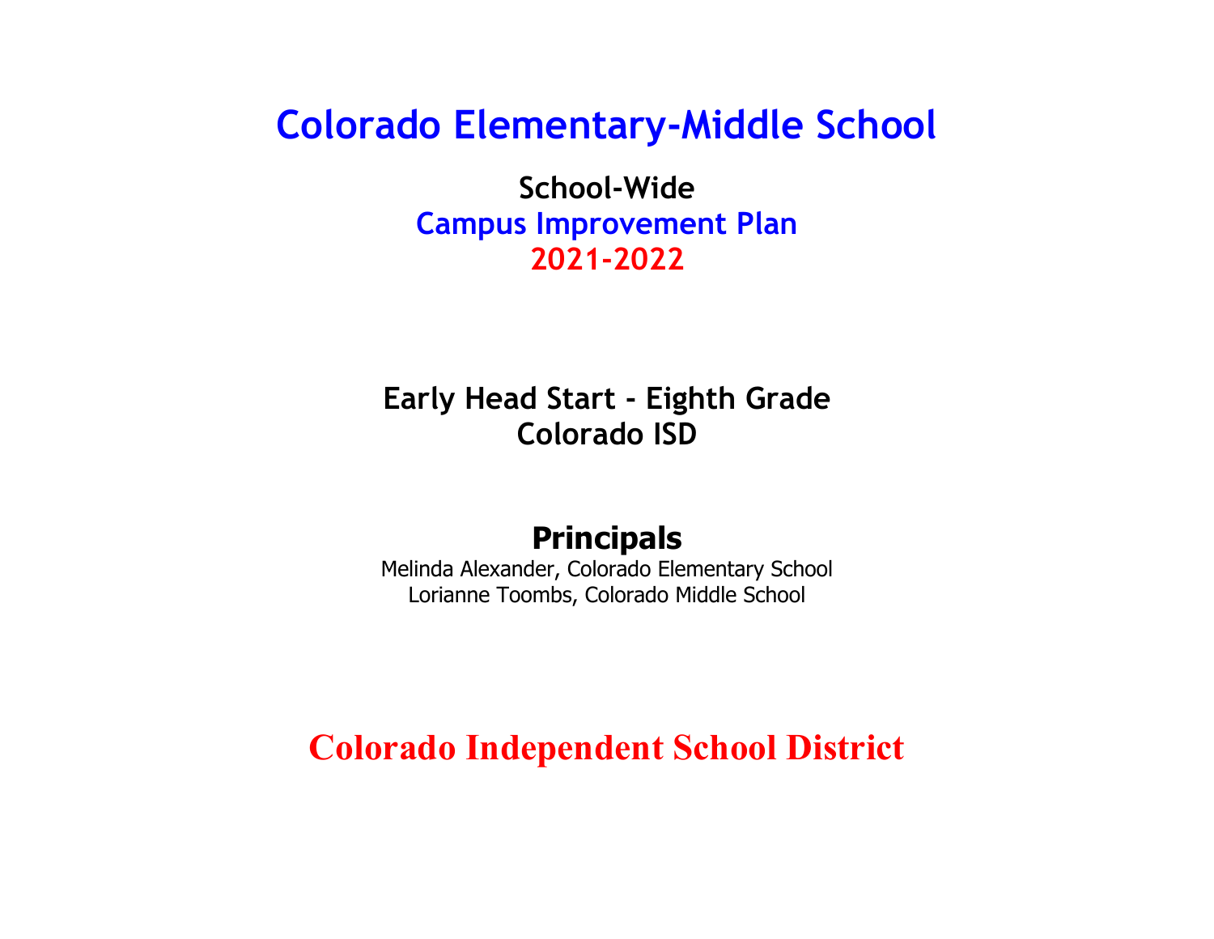# Colorado Elementary-Middle School

## School-Wide
## Campus Improvement Plan
## 2021-2022

**Early Head Start - Eighth Grade**
**Colorado ISD**

### Principals

Melinda Alexander, Colorado Elementary School
Lorianne Toombs, Colorado Middle School

# Colorado Independent School District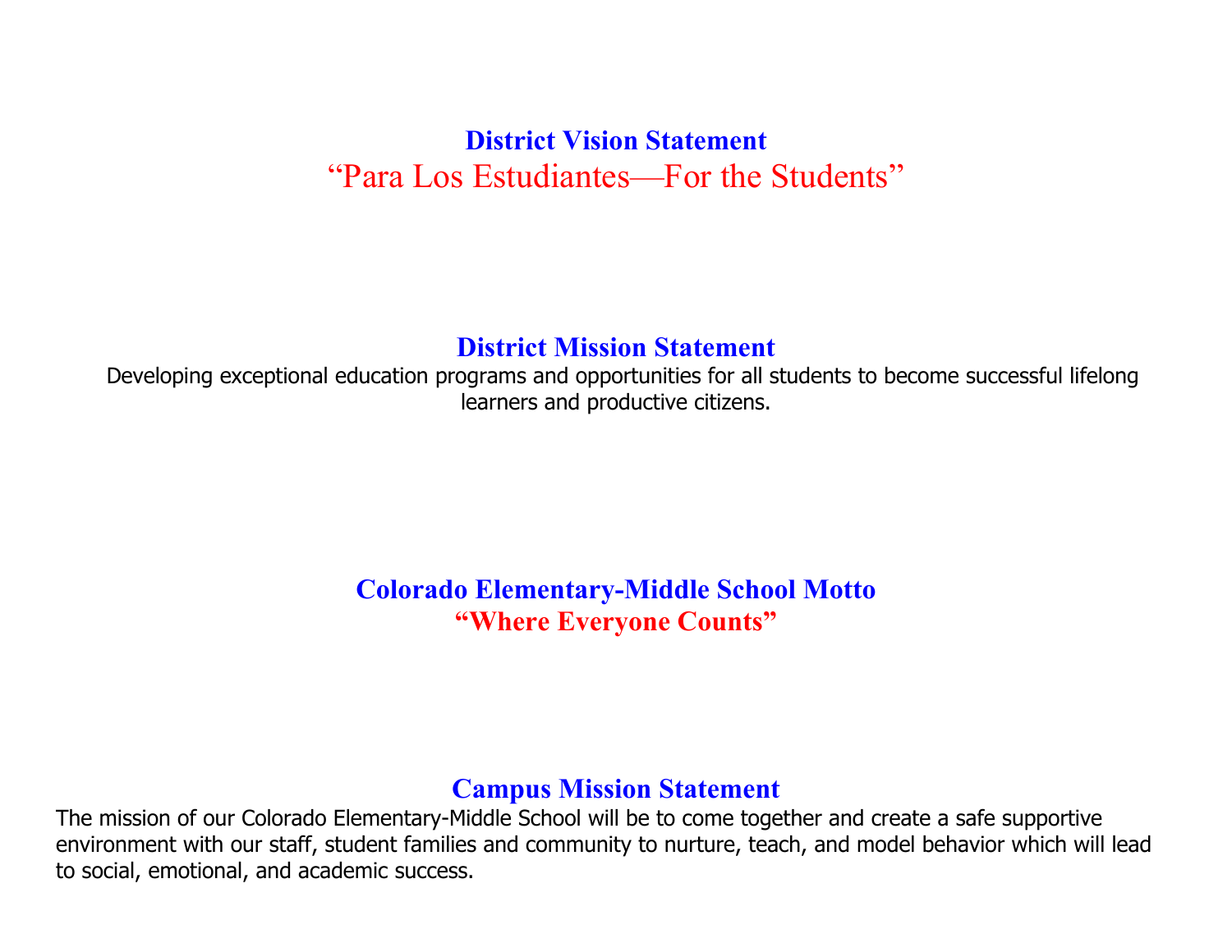## District Vision Statement

"Para Los Estudiantes—For the Students"

## District Mission Statement

Developing exceptional education programs and opportunities for all students to become successful lifelong learners and productive citizens.

## Colorado Elementary-Middle School Motto

**"Where Everyone Counts"**

## Campus Mission Statement

The mission of our Colorado Elementary-Middle School will be to come together and create a safe supportive environment with our staff, student families and community to nurture, teach, and model behavior which will lead to social, emotional, and academic success.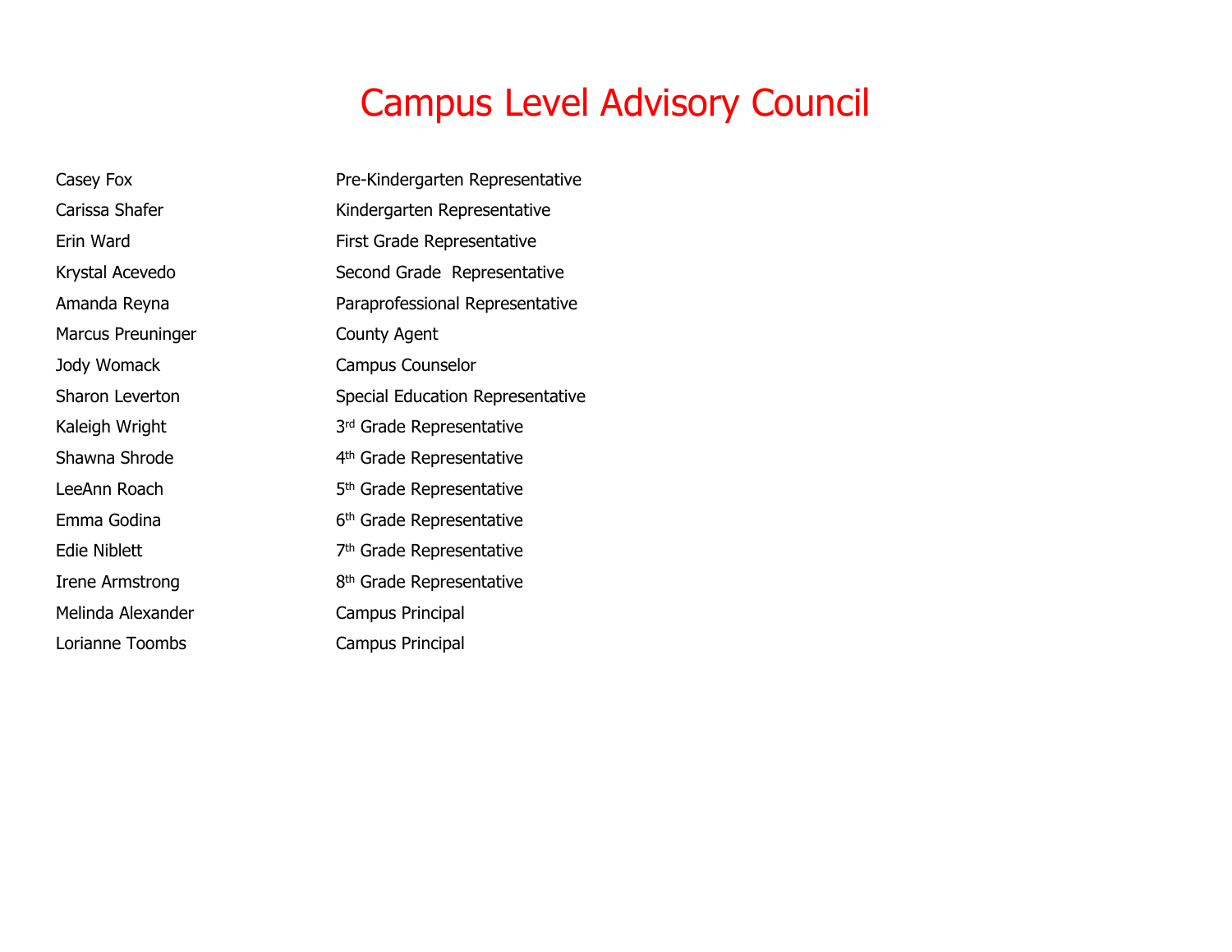# Campus Level Advisory Council

| | |
|---|---|
| Casey Fox | Pre-Kindergarten Representative |
| Carissa Shafer | Kindergarten Representative |
| Erin Ward | First Grade Representative |
| Krystal Acevedo | Second Grade Representative |
| Amanda Reyna | Paraprofessional Representative |
| Marcus Preuninger | County Agent |
| Jody Womack | Campus Counselor |
| Sharon Leverton | Special Education Representative |
| Kaleigh Wright | 3rd Grade Representative |
| Shawna Shrode | 4th Grade Representative |
| LeeAnn Roach | 5th Grade Representative |
| Emma Godina | 6th Grade Representative |
| Edie Niblett | 7th Grade Representative |
| Irene Armstrong | 8th Grade Representative |
| Melinda Alexander | Campus Principal |
| Lorianne Toombs | Campus Principal |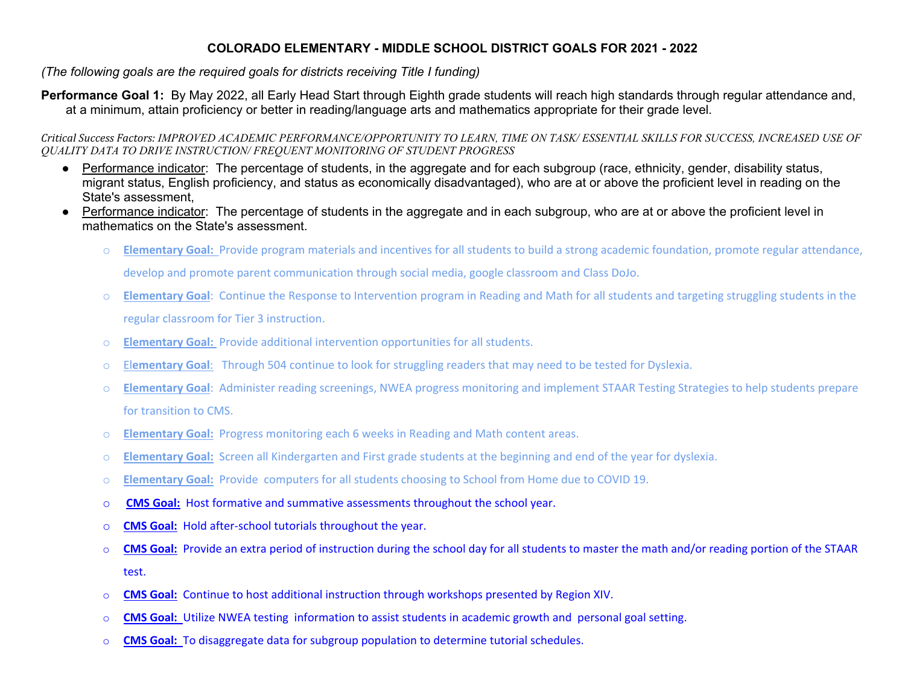# COLORADO ELEMENTARY - MIDDLE SCHOOL DISTRICT GOALS FOR 2021 - 2022

*(The following goals are the required goals for districts receiving Title I funding)*

**Performance Goal 1:** By May 2022, all Early Head Start through Eighth grade students will reach high standards through regular attendance and, at a minimum, attain proficiency or better in reading/language arts and mathematics appropriate for their grade level.

*Critical Success Factors: IMPROVED ACADEMIC PERFORMANCE/OPPORTUNITY TO LEARN, TIME ON TASK/ ESSENTIAL SKILLS FOR SUCCESS, INCREASED USE OF QUALITY DATA TO DRIVE INSTRUCTION/ FREQUENT MONITORING OF STUDENT PROGRESS*

- Performance indicator: The percentage of students, in the aggregate and for each subgroup (race, ethnicity, gender, disability status, migrant status, English proficiency, and status as economically disadvantaged), who are at or above the proficient level in reading on the State's assessment,
- Performance indicator: The percentage of students in the aggregate and in each subgroup, who are at or above the proficient level in mathematics on the State's assessment.
  - **Elementary Goal:** Provide program materials and incentives for all students to build a strong academic foundation, promote regular attendance, develop and promote parent communication through social media, google classroom and Class DoJo.
  - **Elementary Goal**: Continue the Response to Intervention program in Reading and Math for all students and targeting struggling students in the regular classroom for Tier 3 instruction.
  - **Elementary Goal:** Provide additional intervention opportunities for all students.
  - **Elementary Goal**: Through 504 continue to look for struggling readers that may need to be tested for Dyslexia.
  - **Elementary Goal**: Administer reading screenings, NWEA progress monitoring and implement STAAR Testing Strategies to help students prepare for transition to CMS.
  - **Elementary Goal:** Progress monitoring each 6 weeks in Reading and Math content areas.
  - **Elementary Goal:** Screen all Kindergarten and First grade students at the beginning and end of the year for dyslexia.
  - **Elementary Goal:** Provide computers for all students choosing to School from Home due to COVID 19.
  - **CMS Goal:** Host formative and summative assessments throughout the school year.
  - **CMS Goal:** Hold after-school tutorials throughout the year.
  - **CMS Goal:** Provide an extra period of instruction during the school day for all students to master the math and/or reading portion of the STAAR test.
  - **CMS Goal:** Continue to host additional instruction through workshops presented by Region XIV.
  - **CMS Goal:** Utilize NWEA testing information to assist students in academic growth and personal goal setting.
  - **CMS Goal:** To disaggregate data for subgroup population to determine tutorial schedules.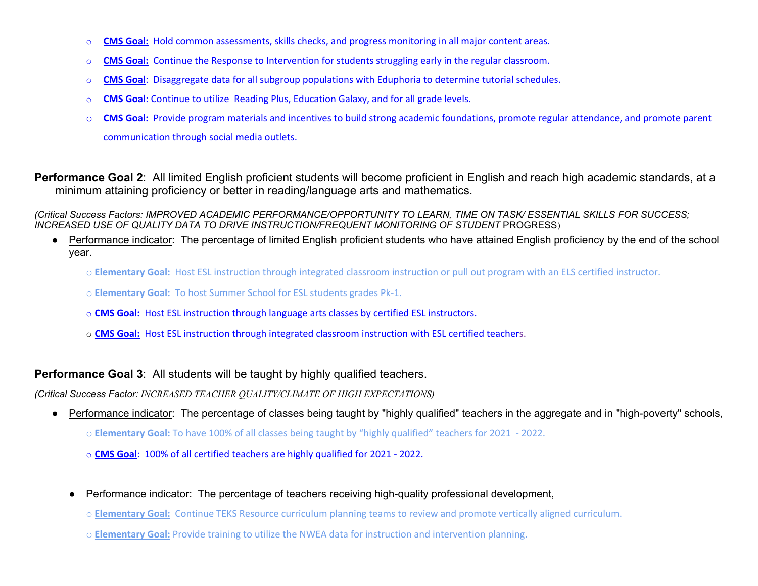- **CMS Goal:** Hold common assessments, skills checks, and progress monitoring in all major content areas.
- **CMS Goal:** Continue the Response to Intervention for students struggling early in the regular classroom.
- **CMS Goal**: Disaggregate data for all subgroup populations with Eduphoria to determine tutorial schedules.
- **CMS Goal**: Continue to utilize Reading Plus, Education Galaxy, and for all grade levels.
- **CMS Goal:** Provide program materials and incentives to build strong academic foundations, promote regular attendance, and promote parent communication through social media outlets.

**Performance Goal 2**: All limited English proficient students will become proficient in English and reach high academic standards, at a minimum attaining proficiency or better in reading/language arts and mathematics.

*(Critical Success Factors: IMPROVED ACADEMIC PERFORMANCE/OPPORTUNITY TO LEARN, TIME ON TASK/ ESSENTIAL SKILLS FOR SUCCESS; INCREASED USE OF QUALITY DATA TO DRIVE INSTRUCTION/FREQUENT MONITORING OF STUDENT* PROGRESS)

- Performance indicator: The percentage of limited English proficient students who have attained English proficiency by the end of the school year.
  - **Elementary Goal:** Host ESL instruction through integrated classroom instruction or pull out program with an ELS certified instructor.
  - **Elementary Goal:** To host Summer School for ESL students grades Pk-1.
  - **CMS Goal:** Host ESL instruction through language arts classes by certified ESL instructors.
  - **CMS Goal:** Host ESL instruction through integrated classroom instruction with ESL certified teachers.

**Performance Goal 3**: All students will be taught by highly qualified teachers.

*(Critical Success Factor: INCREASED TEACHER QUALITY/CLIMATE OF HIGH EXPECTATIONS)*

- Performance indicator: The percentage of classes being taught by "highly qualified" teachers in the aggregate and in "high-poverty" schools,
  - **Elementary Goal:** To have 100% of all classes being taught by "highly qualified" teachers for 2021 - 2022.
  - **CMS Goal**: 100% of all certified teachers are highly qualified for 2021 - 2022.

- Performance indicator: The percentage of teachers receiving high-quality professional development,
  - **Elementary Goal:** Continue TEKS Resource curriculum planning teams to review and promote vertically aligned curriculum.
  - **Elementary Goal:** Provide training to utilize the NWEA data for instruction and intervention planning.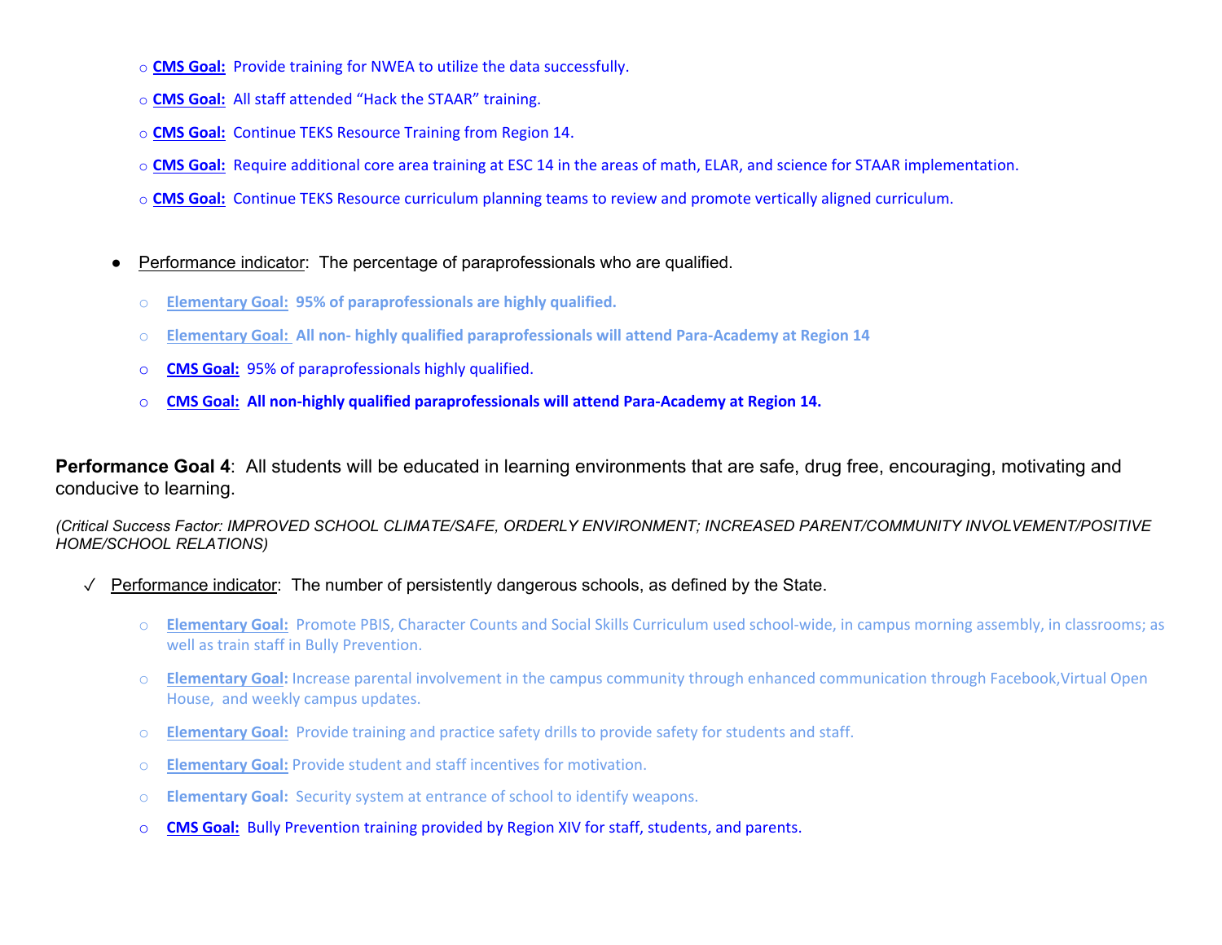- **CMS Goal:** Provide training for NWEA to utilize the data successfully.
- **CMS Goal:** All staff attended "Hack the STAAR" training.
- **CMS Goal:** Continue TEKS Resource Training from Region 14.
- **CMS Goal:** Require additional core area training at ESC 14 in the areas of math, ELAR, and science for STAAR implementation.
- **CMS Goal:** Continue TEKS Resource curriculum planning teams to review and promote vertically aligned curriculum.

- Performance indicator: The percentage of paraprofessionals who are qualified.
  - **Elementary Goal: 95% of paraprofessionals are highly qualified.**
  - **Elementary Goal: All non- highly qualified paraprofessionals will attend Para-Academy at Region 14**
  - **CMS Goal:** 95% of paraprofessionals highly qualified.
  - **CMS Goal: All non-highly qualified paraprofessionals will attend Para-Academy at Region 14.**

**Performance Goal 4**: All students will be educated in learning environments that are safe, drug free, encouraging, motivating and conducive to learning.

*(Critical Success Factor: IMPROVED SCHOOL CLIMATE/SAFE, ORDERLY ENVIRONMENT; INCREASED PARENT/COMMUNITY INVOLVEMENT/POSITIVE HOME/SCHOOL RELATIONS)*

✓ Performance indicator: The number of persistently dangerous schools, as defined by the State.

- **Elementary Goal:** Promote PBIS, Character Counts and Social Skills Curriculum used school-wide, in campus morning assembly, in classrooms; as well as train staff in Bully Prevention.
- **Elementary Goal:** Increase parental involvement in the campus community through enhanced communication through Facebook,Virtual Open House, and weekly campus updates.
- **Elementary Goal:** Provide training and practice safety drills to provide safety for students and staff.
- **Elementary Goal:** Provide student and staff incentives for motivation.
- **Elementary Goal:** Security system at entrance of school to identify weapons.
- **CMS Goal:** Bully Prevention training provided by Region XIV for staff, students, and parents.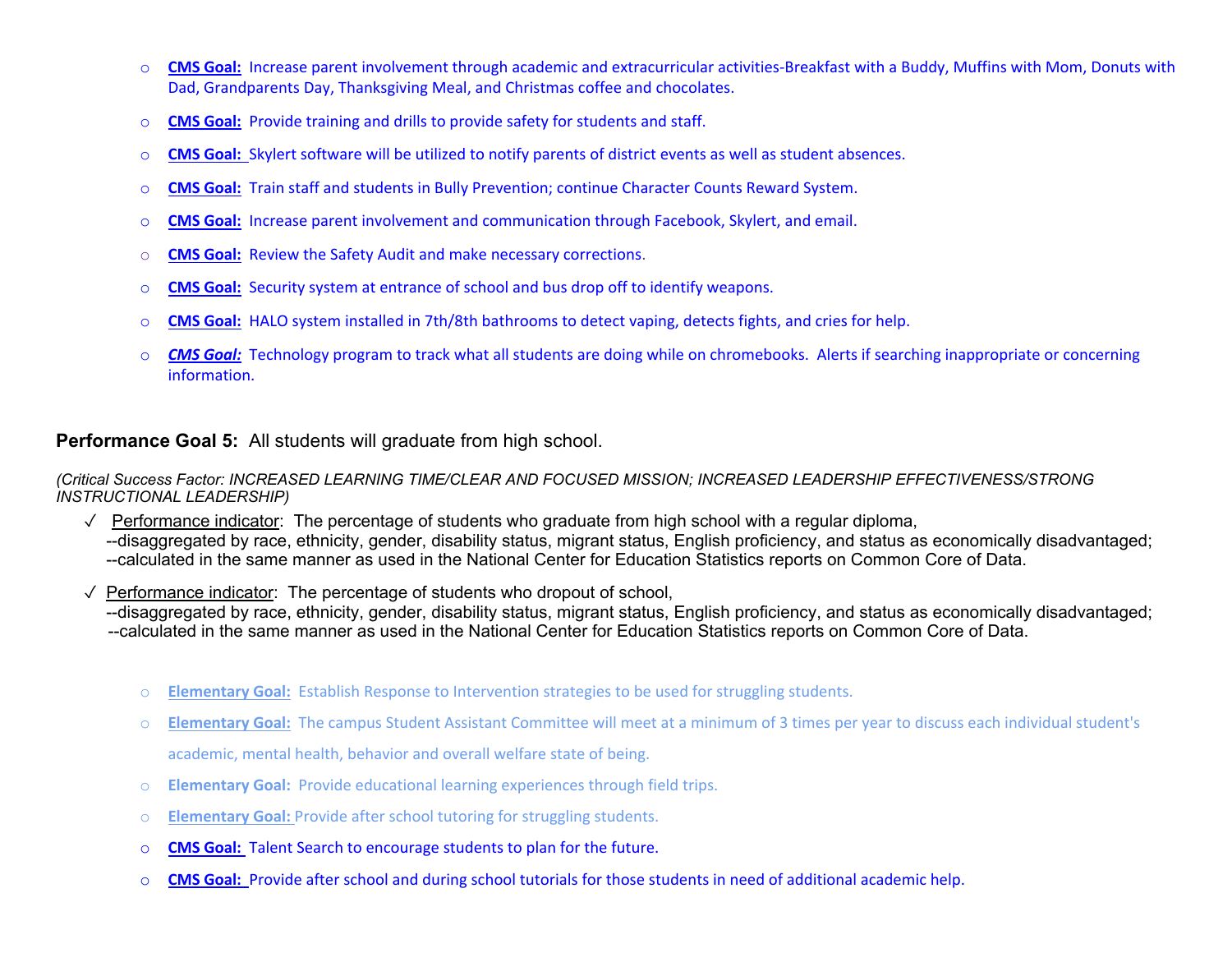- **CMS Goal:** Increase parent involvement through academic and extracurricular activities-Breakfast with a Buddy, Muffins with Mom, Donuts with Dad, Grandparents Day, Thanksgiving Meal, and Christmas coffee and chocolates.
- **CMS Goal:** Provide training and drills to provide safety for students and staff.
- **CMS Goal:** Skylert software will be utilized to notify parents of district events as well as student absences.
- **CMS Goal:** Train staff and students in Bully Prevention; continue Character Counts Reward System.
- **CMS Goal:** Increase parent involvement and communication through Facebook, Skylert, and email.
- **CMS Goal:** Review the Safety Audit and make necessary corrections.
- **CMS Goal:** Security system at entrance of school and bus drop off to identify weapons.
- **CMS Goal:** HALO system installed in 7th/8th bathrooms to detect vaping, detects fights, and cries for help.
- ***CMS Goal:*** Technology program to track what all students are doing while on chromebooks. Alerts if searching inappropriate or concerning information.

**Performance Goal 5:** All students will graduate from high school.

*(Critical Success Factor: INCREASED LEARNING TIME/CLEAR AND FOCUSED MISSION; INCREASED LEADERSHIP EFFECTIVENESS/STRONG INSTRUCTIONAL LEADERSHIP)*

- ✓ Performance indicator: The percentage of students who graduate from high school with a regular diploma,
  --disaggregated by race, ethnicity, gender, disability status, migrant status, English proficiency, and status as economically disadvantaged;
  --calculated in the same manner as used in the National Center for Education Statistics reports on Common Core of Data.
- ✓ Performance indicator: The percentage of students who dropout of school,
  --disaggregated by race, ethnicity, gender, disability status, migrant status, English proficiency, and status as economically disadvantaged;
  --calculated in the same manner as used in the National Center for Education Statistics reports on Common Core of Data.

  - **Elementary Goal:** Establish Response to Intervention strategies to be used for struggling students.
  - **Elementary Goal:** The campus Student Assistant Committee will meet at a minimum of 3 times per year to discuss each individual student's academic, mental health, behavior and overall welfare state of being.
  - **Elementary Goal:** Provide educational learning experiences through field trips.
  - **Elementary Goal:** Provide after school tutoring for struggling students.
  - **CMS Goal:** Talent Search to encourage students to plan for the future.
  - **CMS Goal:** Provide after school and during school tutorials for those students in need of additional academic help.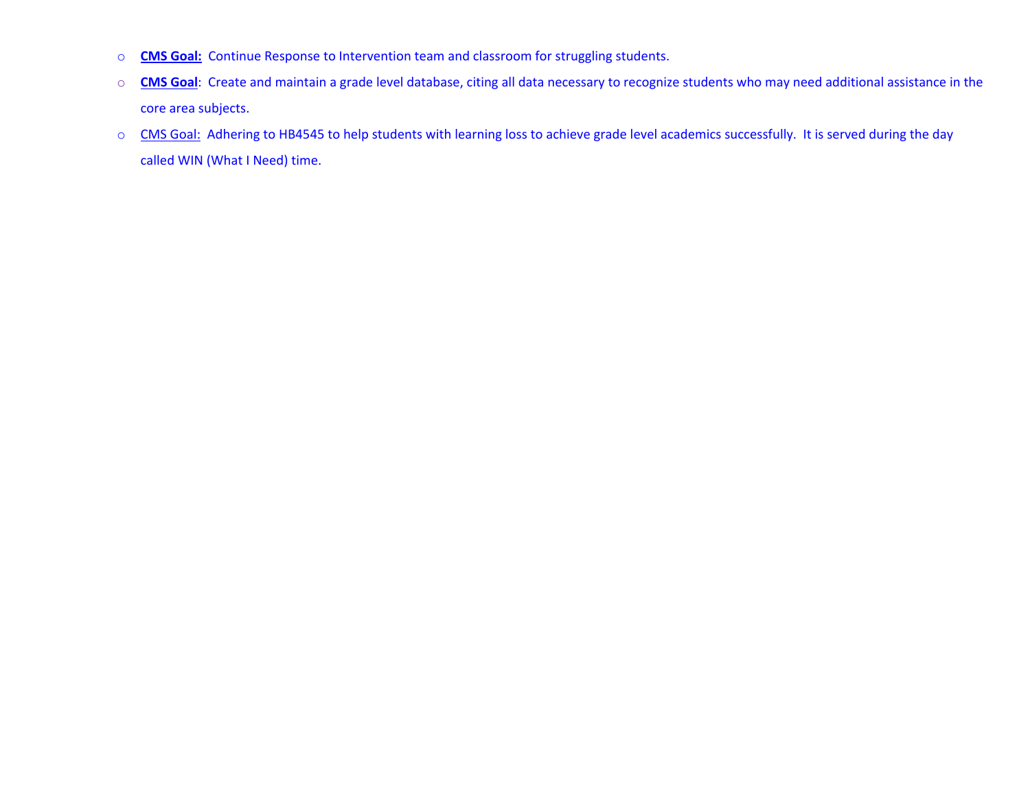- **CMS Goal:** Continue Response to Intervention team and classroom for struggling students.
- **CMS Goal**: Create and maintain a grade level database, citing all data necessary to recognize students who may need additional assistance in the core area subjects.
- CMS Goal: Adhering to HB4545 to help students with learning loss to achieve grade level academics successfully. It is served during the day called WIN (What I Need) time.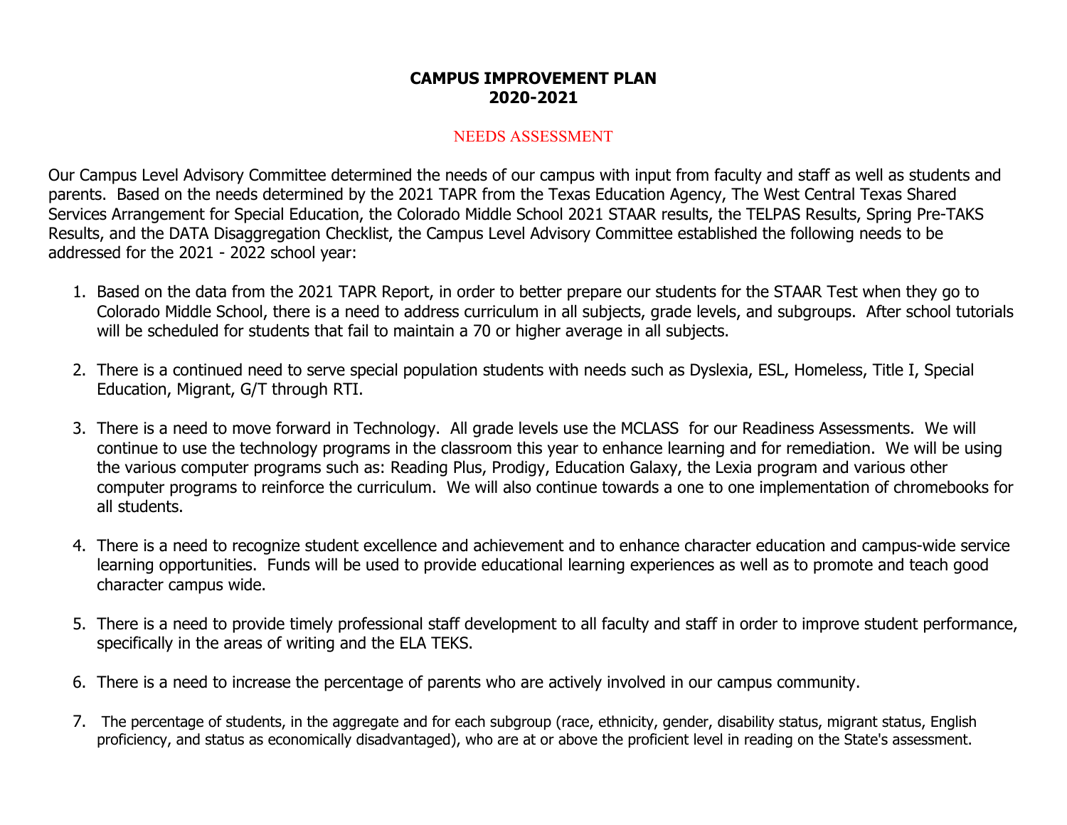**CAMPUS IMPROVEMENT PLAN**
**2020-2021**

NEEDS ASSESSMENT

Our Campus Level Advisory Committee determined the needs of our campus with input from faculty and staff as well as students and parents. Based on the needs determined by the 2021 TAPR from the Texas Education Agency, The West Central Texas Shared Services Arrangement for Special Education, the Colorado Middle School 2021 STAAR results, the TELPAS Results, Spring Pre-TAKS Results, and the DATA Disaggregation Checklist, the Campus Level Advisory Committee established the following needs to be addressed for the 2021 - 2022 school year:

1. Based on the data from the 2021 TAPR Report, in order to better prepare our students for the STAAR Test when they go to Colorado Middle School, there is a need to address curriculum in all subjects, grade levels, and subgroups. After school tutorials will be scheduled for students that fail to maintain a 70 or higher average in all subjects.

2. There is a continued need to serve special population students with needs such as Dyslexia, ESL, Homeless, Title I, Special Education, Migrant, G/T through RTI.

3. There is a need to move forward in Technology. All grade levels use the MCLASS for our Readiness Assessments. We will continue to use the technology programs in the classroom this year to enhance learning and for remediation. We will be using the various computer programs such as: Reading Plus, Prodigy, Education Galaxy, the Lexia program and various other computer programs to reinforce the curriculum. We will also continue towards a one to one implementation of chromebooks for all students.

4. There is a need to recognize student excellence and achievement and to enhance character education and campus-wide service learning opportunities. Funds will be used to provide educational learning experiences as well as to promote and teach good character campus wide.

5. There is a need to provide timely professional staff development to all faculty and staff in order to improve student performance, specifically in the areas of writing and the ELA TEKS.

6. There is a need to increase the percentage of parents who are actively involved in our campus community.

7. The percentage of students, in the aggregate and for each subgroup (race, ethnicity, gender, disability status, migrant status, English proficiency, and status as economically disadvantaged), who are at or above the proficient level in reading on the State's assessment.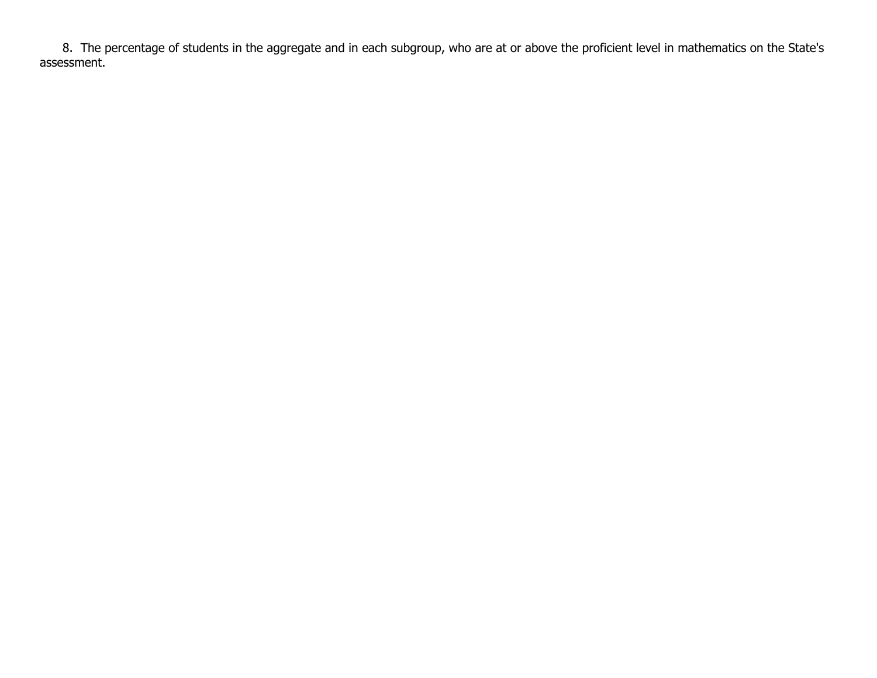8. The percentage of students in the aggregate and in each subgroup, who are at or above the proficient level in mathematics on the State's assessment.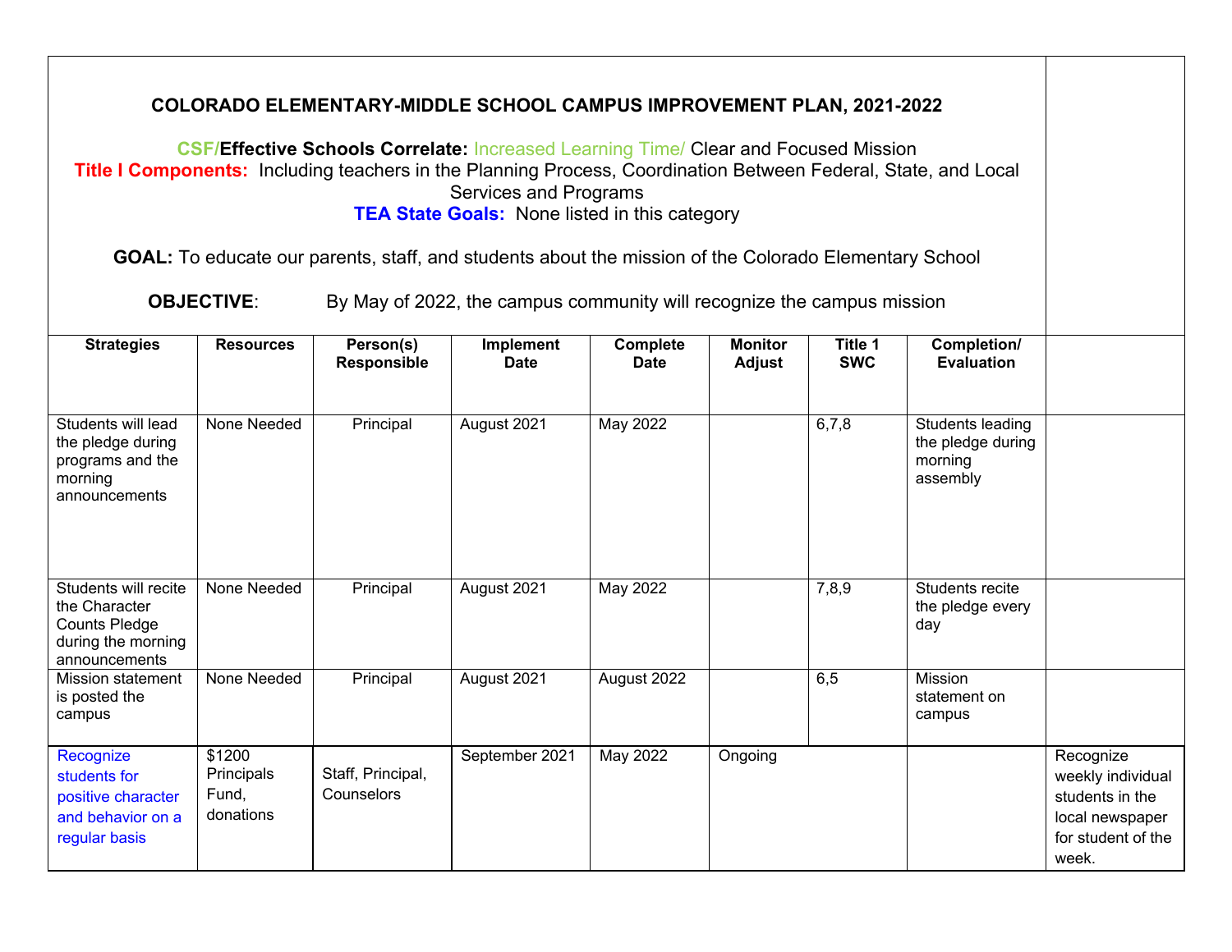**COLORADO ELEMENTARY-MIDDLE SCHOOL CAMPUS IMPROVEMENT PLAN, 2021-2022**

**CSF/Effective Schools Correlate:** Increased Learning Time/ Clear and Focused Mission

**Title I Components:** Including teachers in the Planning Process, Coordination Between Federal, State, and Local Services and Programs

**TEA State Goals:** None listed in this category

**GOAL:** To educate our parents, staff, and students about the mission of the Colorado Elementary School

**OBJECTIVE**: By May of 2022, the campus community will recognize the campus mission

| Strategies | Resources | Person(s) Responsible | Implement Date | Complete Date | Monitor Adjust | Title 1 SWC | Completion/ Evaluation | |
|---|---|---|---|---|---|---|---|---|
| Students will lead the pledge during programs and the morning announcements | None Needed | Principal | August 2021 | May 2022 | | 6,7,8 | Students leading the pledge during morning assembly | |
| Students will recite the Character Counts Pledge during the morning announcements | None Needed | Principal | August 2021 | May 2022 | | 7,8,9 | Students recite the pledge every day | |
| Mission statement is posted the campus | None Needed | Principal | August 2021 | August 2022 | | 6,5 | Mission statement on campus | |
| Recognize students for positive character and behavior on a regular basis | $1200 Principals Fund, donations | Staff, Principal, Counselors | September 2021 | May 2022 | Ongoing | | | Recognize weekly individual students in the local newspaper for student of the week. |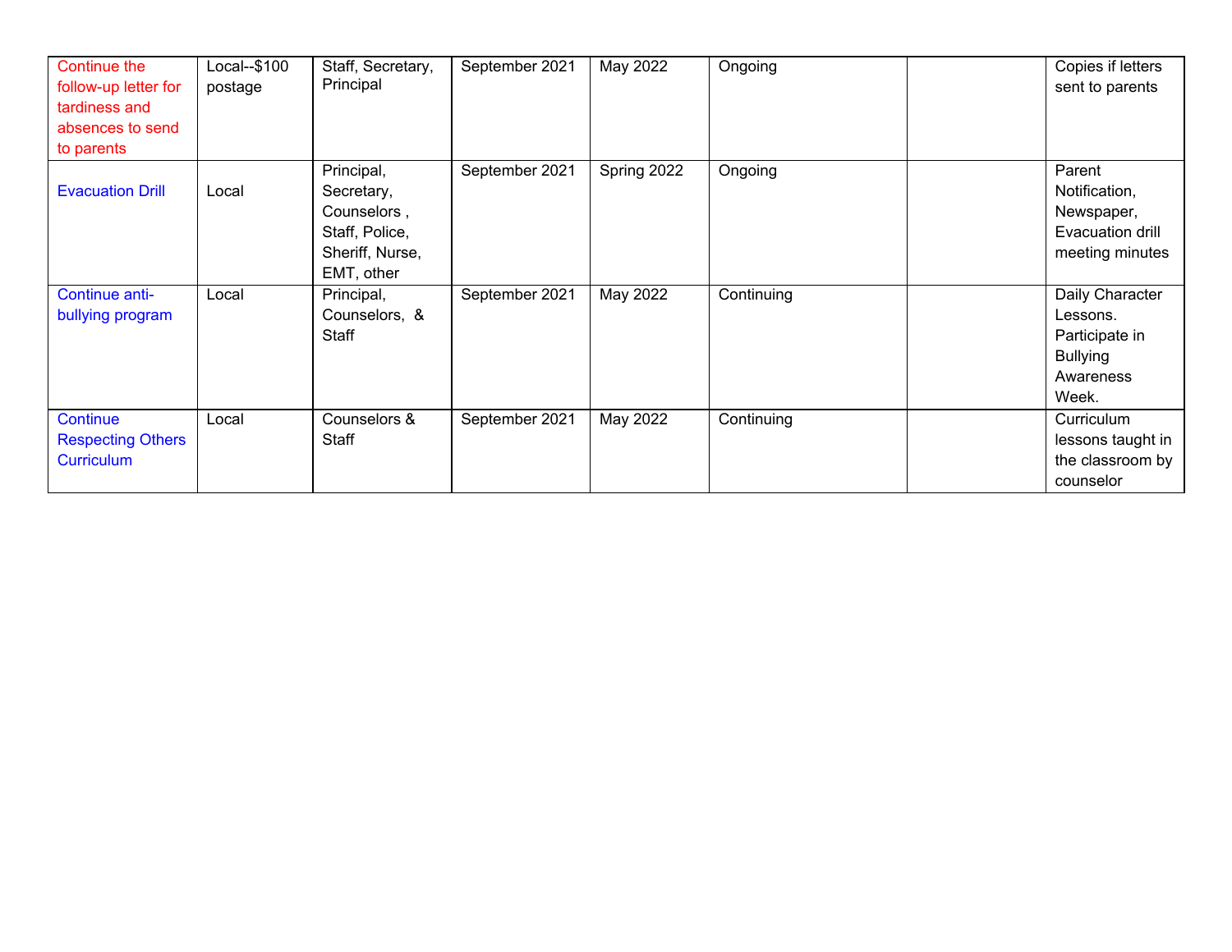| | | | | | | | |
|---|---|---|---|---|---|---|---|
| Continue the follow-up letter for tardiness and absences to send to parents | Local--$100 postage | Staff, Secretary, Principal | September 2021 | May 2022 | Ongoing | | Copies if letters sent to parents |
| Evacuation Drill | Local | Principal, Secretary, Counselors , Staff, Police, Sheriff, Nurse, EMT, other | September 2021 | Spring 2022 | Ongoing | | Parent Notification, Newspaper, Evacuation drill meeting minutes |
| Continue anti-bullying program | Local | Principal, Counselors, & Staff | September 2021 | May 2022 | Continuing | | Daily Character Lessons. Participate in Bullying Awareness Week. |
| Continue Respecting Others Curriculum | Local | Counselors & Staff | September 2021 | May 2022 | Continuing | | Curriculum lessons taught in the classroom by counselor |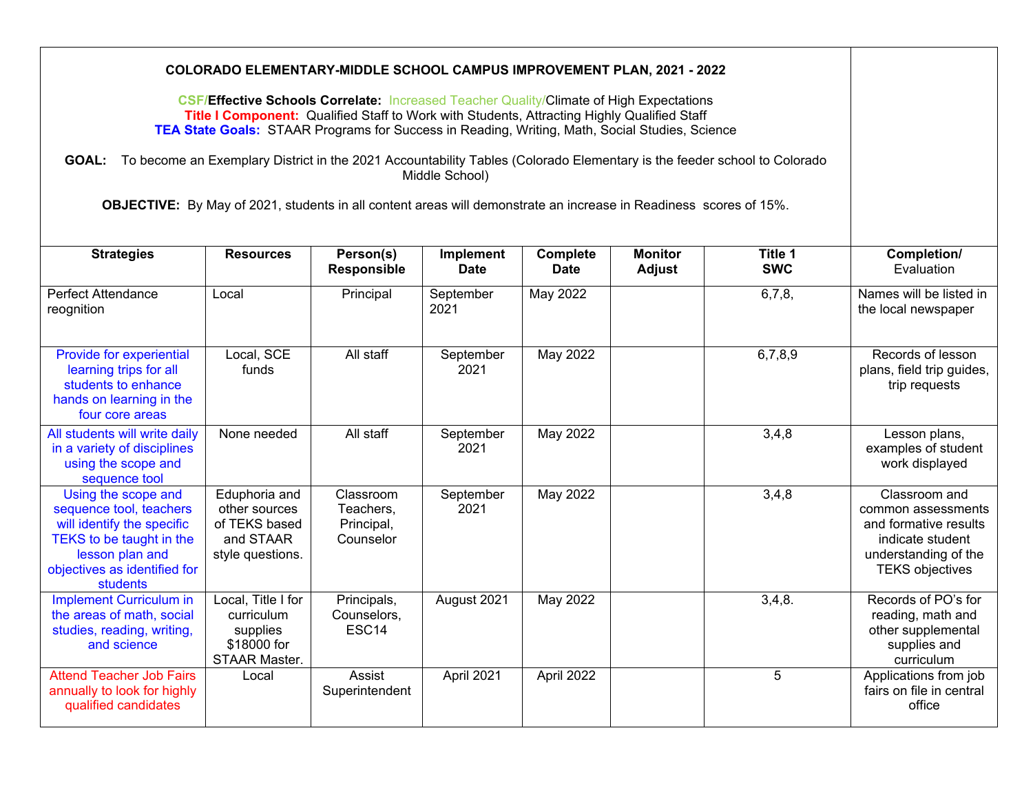**COLORADO ELEMENTARY-MIDDLE SCHOOL CAMPUS IMPROVEMENT PLAN, 2021 - 2022**

**CSF/Effective Schools Correlate:** Increased Teacher Quality/Climate of High Expectations
**Title I Component:** Qualified Staff to Work with Students, Attracting Highly Qualified Staff
**TEA State Goals:** STAAR Programs for Success in Reading, Writing, Math, Social Studies, Science

**GOAL:** To become an Exemplary District in the 2021 Accountability Tables (Colorado Elementary is the feeder school to Colorado Middle School)

**OBJECTIVE:** By May of 2021, students in all content areas will demonstrate an increase in Readiness scores of 15%.

| Strategies | Resources | Person(s) Responsible | Implement Date | Complete Date | Monitor Adjust | Title 1 SWC | Completion/ Evaluation |
|---|---|---|---|---|---|---|---|
| Perfect Attendance reognition | Local | Principal | September 2021 | May 2022 | | 6,7,8, | Names will be listed in the local newspaper |
| Provide for experiential learning trips for all students to enhance hands on learning in the four core areas | Local, SCE funds | All staff | September 2021 | May 2022 | | 6,7,8,9 | Records of lesson plans, field trip guides, trip requests |
| All students will write daily in a variety of disciplines using the scope and sequence tool | None needed | All staff | September 2021 | May 2022 | | 3,4,8 | Lesson plans, examples of student work displayed |
| Using the scope and sequence tool, teachers will identify the specific TEKS to be taught in the lesson plan and objectives as identified for students | Eduphoria and other sources of TEKS based and STAAR style questions. | Classroom Teachers, Principal, Counselor | September 2021 | May 2022 | | 3,4,8 | Classroom and common assessments and formative results indicate student understanding of the TEKS objectives |
| Implement Curriculum in the areas of math, social studies, reading, writing, and science | Local, Title I for curriculum supplies $18000 for STAAR Master. | Principals, Counselors, ESC14 | August 2021 | May 2022 | | 3,4,8. | Records of PO's for reading, math and other supplemental supplies and curriculum |
| Attend Teacher Job Fairs annually to look for highly qualified candidates | Local | Assist Superintendent | April 2021 | April 2022 | | 5 | Applications from job fairs on file in central office |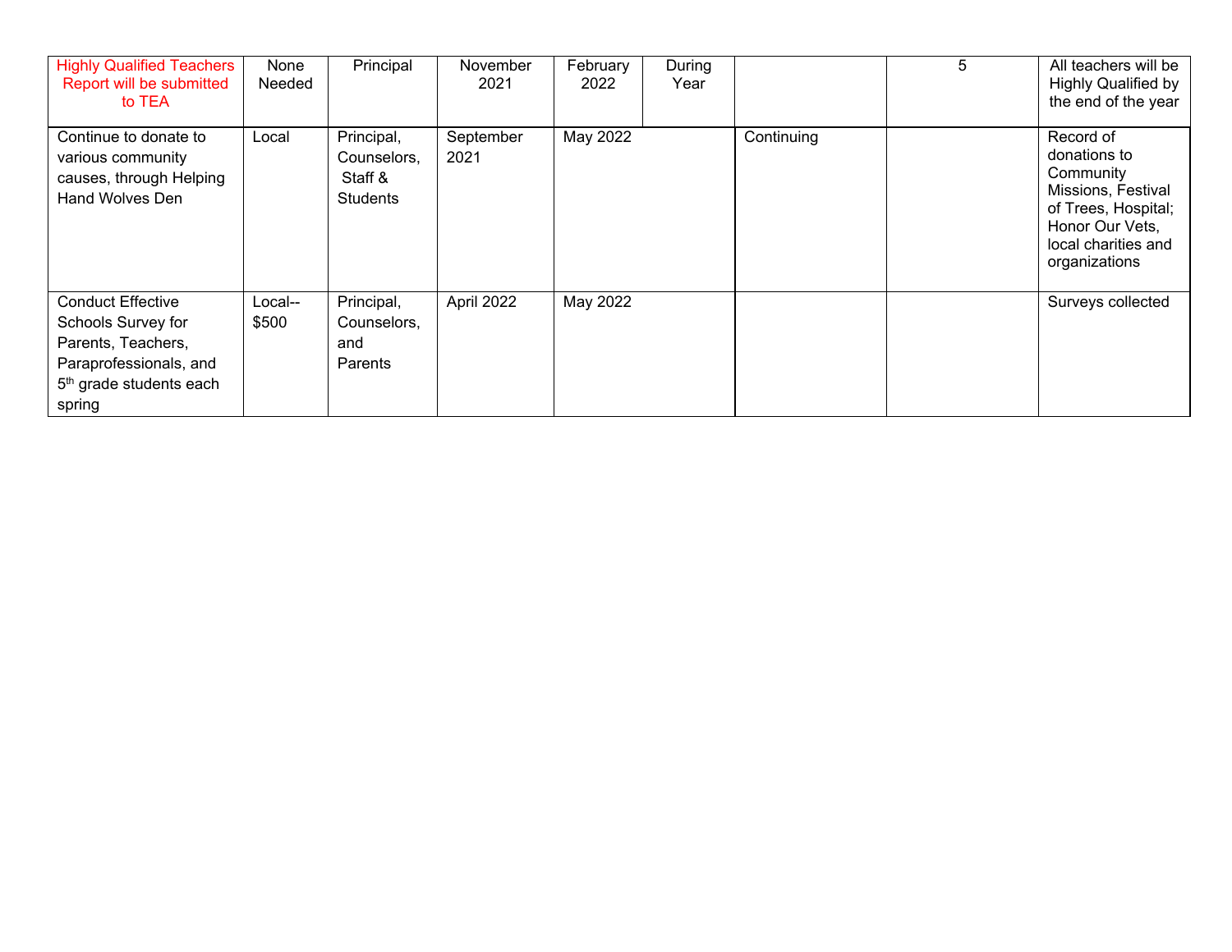| | | | | | | | | |
|---|---|---|---|---|---|---|---|---|
| Highly Qualified Teachers Report will be submitted to TEA | None Needed | Principal | November 2021 | February 2022 | During Year | | 5 | All teachers will be Highly Qualified by the end of the year |
| Continue to donate to various community causes, through Helping Hand Wolves Den | Local | Principal, Counselors, Staff & Students | September 2021 | May 2022 | | Continuing | | Record of donations to Community Missions, Festival of Trees, Hospital; Honor Our Vets, local charities and organizations |
| Conduct Effective Schools Survey for Parents, Teachers, Paraprofessionals, and 5th grade students each spring | Local--$500 | Principal, Counselors, and Parents | April 2022 | May 2022 | | | | Surveys collected |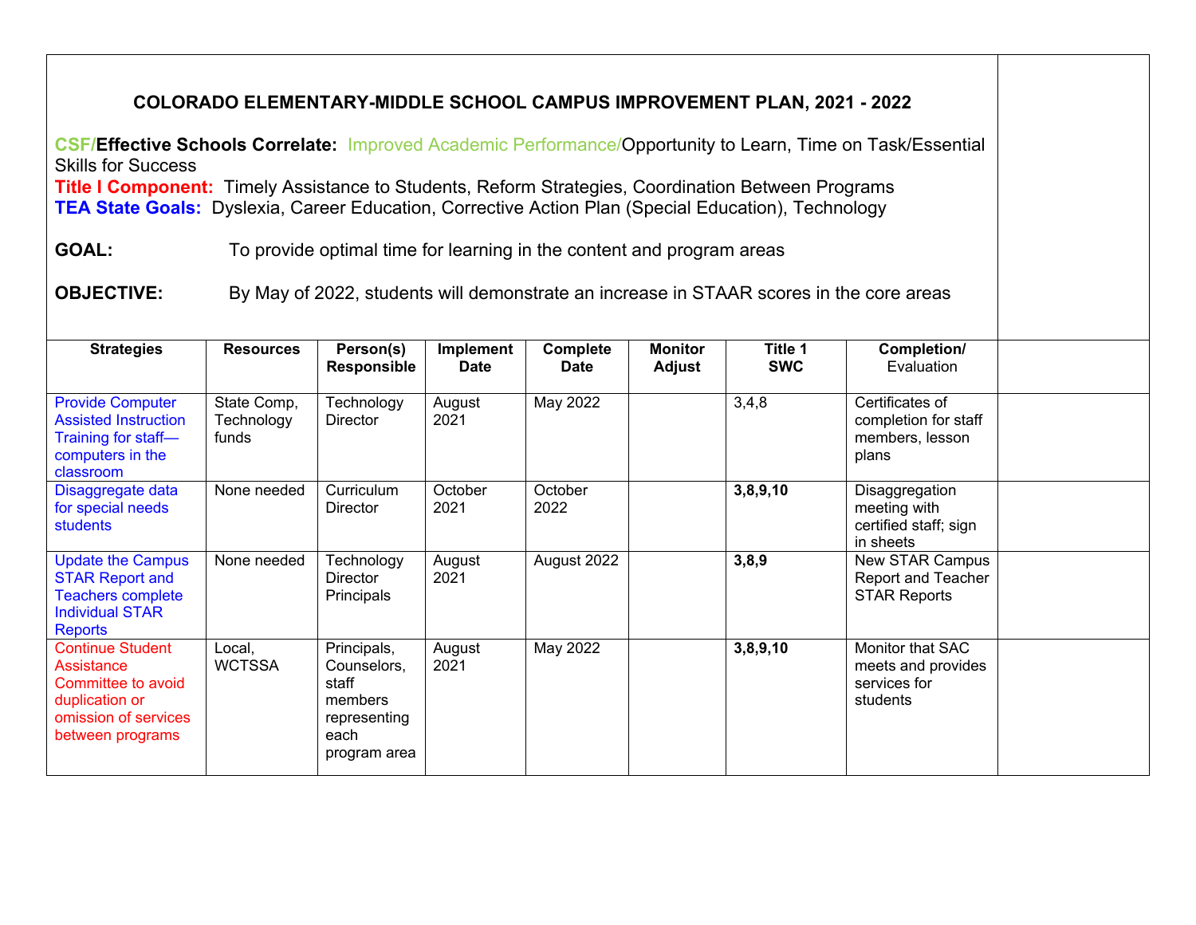**COLORADO ELEMENTARY-MIDDLE SCHOOL CAMPUS IMPROVEMENT PLAN, 2021 - 2022**

**CSF/Effective Schools Correlate:** Improved Academic Performance/Opportunity to Learn, Time on Task/Essential Skills for Success
**Title I Component:** Timely Assistance to Students, Reform Strategies, Coordination Between Programs
**TEA State Goals:** Dyslexia, Career Education, Corrective Action Plan (Special Education), Technology

**GOAL:** To provide optimal time for learning in the content and program areas

**OBJECTIVE:** By May of 2022, students will demonstrate an increase in STAAR scores in the core areas

| Strategies | Resources | Person(s) Responsible | Implement Date | Complete Date | Monitor Adjust | Title 1 SWC | Completion/ Evaluation | |
|---|---|---|---|---|---|---|---|---|
| Provide Computer Assisted Instruction Training for staff—computers in the classroom | State Comp, Technology funds | Technology Director | August 2021 | May 2022 | | 3,4,8 | Certificates of completion for staff members, lesson plans | |
| Disaggregate data for special needs students | None needed | Curriculum Director | October 2021 | October 2022 | | **3,8,9,10** | Disaggregation meeting with certified staff; sign in sheets | |
| Update the Campus STAR Report and Teachers complete Individual STAR Reports | None needed | Technology Director Principals | August 2021 | August 2022 | | **3,8,9** | New STAR Campus Report and Teacher STAR Reports | |
| Continue Student Assistance Committee to avoid duplication or omission of services between programs | Local, WCTSSA | Principals, Counselors, staff members representing each program area | August 2021 | May 2022 | | **3,8,9,10** | Monitor that SAC meets and provides services for students | |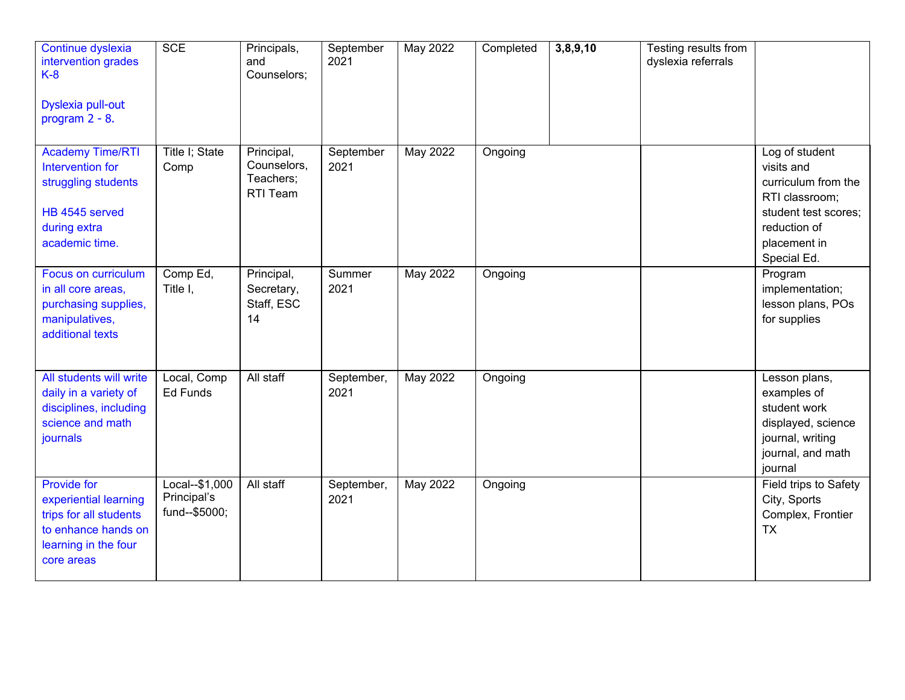| | | | | | | | | |
|---|---|---|---|---|---|---|---|---|
| Continue dyslexia intervention grades K-8<br><br>Dyslexia pull-out program 2 - 8. | SCE | Principals, and Counselors; | September 2021 | May 2022 | Completed | **3,8,9,10** | Testing results from dyslexia referrals | |
| Academy Time/RTI Intervention for struggling students<br><br>HB 4545 served during extra academic time. | Title I; State Comp | Principal, Counselors, Teachers; RTI Team | September 2021 | May 2022 | Ongoing | | | Log of student visits and curriculum from the RTI classroom; student test scores; reduction of placement in Special Ed. |
| Focus on curriculum in all core areas, purchasing supplies, manipulatives, additional texts | Comp Ed, Title I, | Principal, Secretary, Staff, ESC 14 | Summer 2021 | May 2022 | Ongoing | | | Program implementation; lesson plans, POs for supplies |
| All students will write daily in a variety of disciplines, including science and math journals | Local, Comp Ed Funds | All staff | September, 2021 | May 2022 | Ongoing | | | Lesson plans, examples of student work displayed, science journal, writing journal, and math journal |
| Provide for experiential learning trips for all students to enhance hands on learning in the four core areas | Local--$1,000 Principal's fund--$5000; | All staff | September, 2021 | May 2022 | Ongoing | | | Field trips to Safety City, Sports Complex, Frontier TX |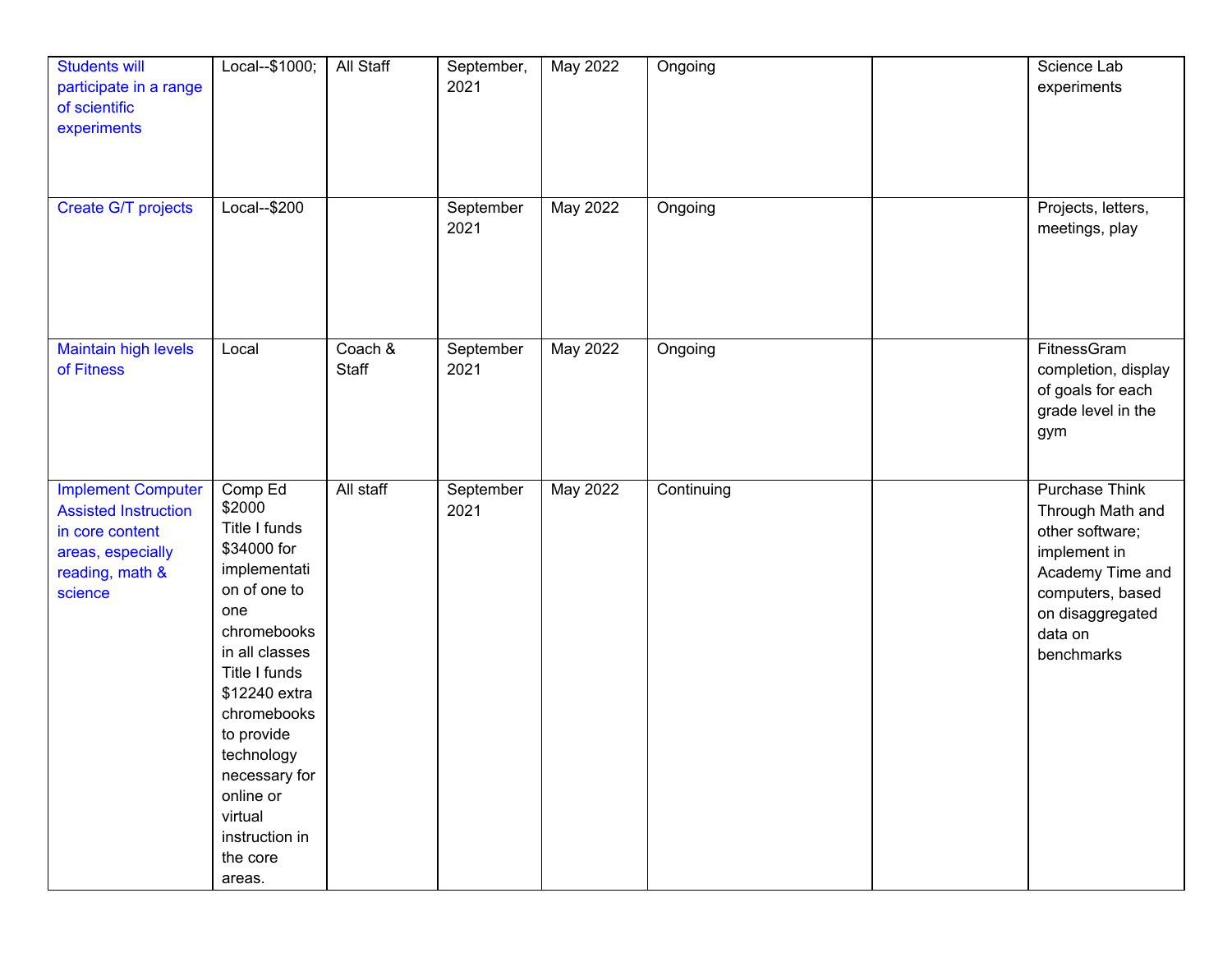| | | | | | | | |
|---|---|---|---|---|---|---|---|
| Students will participate in a range of scientific experiments | Local--$1000; | All Staff | September, 2021 | May 2022 | Ongoing | | Science Lab experiments |
| Create G/T projects | Local--$200 | | September 2021 | May 2022 | Ongoing | | Projects, letters, meetings, play |
| Maintain high levels of Fitness | Local | Coach & Staff | September 2021 | May 2022 | Ongoing | | FitnessGram completion, display of goals for each grade level in the gym |
| Implement Computer Assisted Instruction in core content areas, especially reading, math & science | Comp Ed $2000 Title I funds $34000 for implementation of one to one chromebooks in all classes Title I funds $12240 extra chromebooks to provide technology necessary for online or virtual instruction in the core areas. | All staff | September 2021 | May 2022 | Continuing | | Purchase Think Through Math and other software; implement in Academy Time and computers, based on disaggregated data on benchmarks |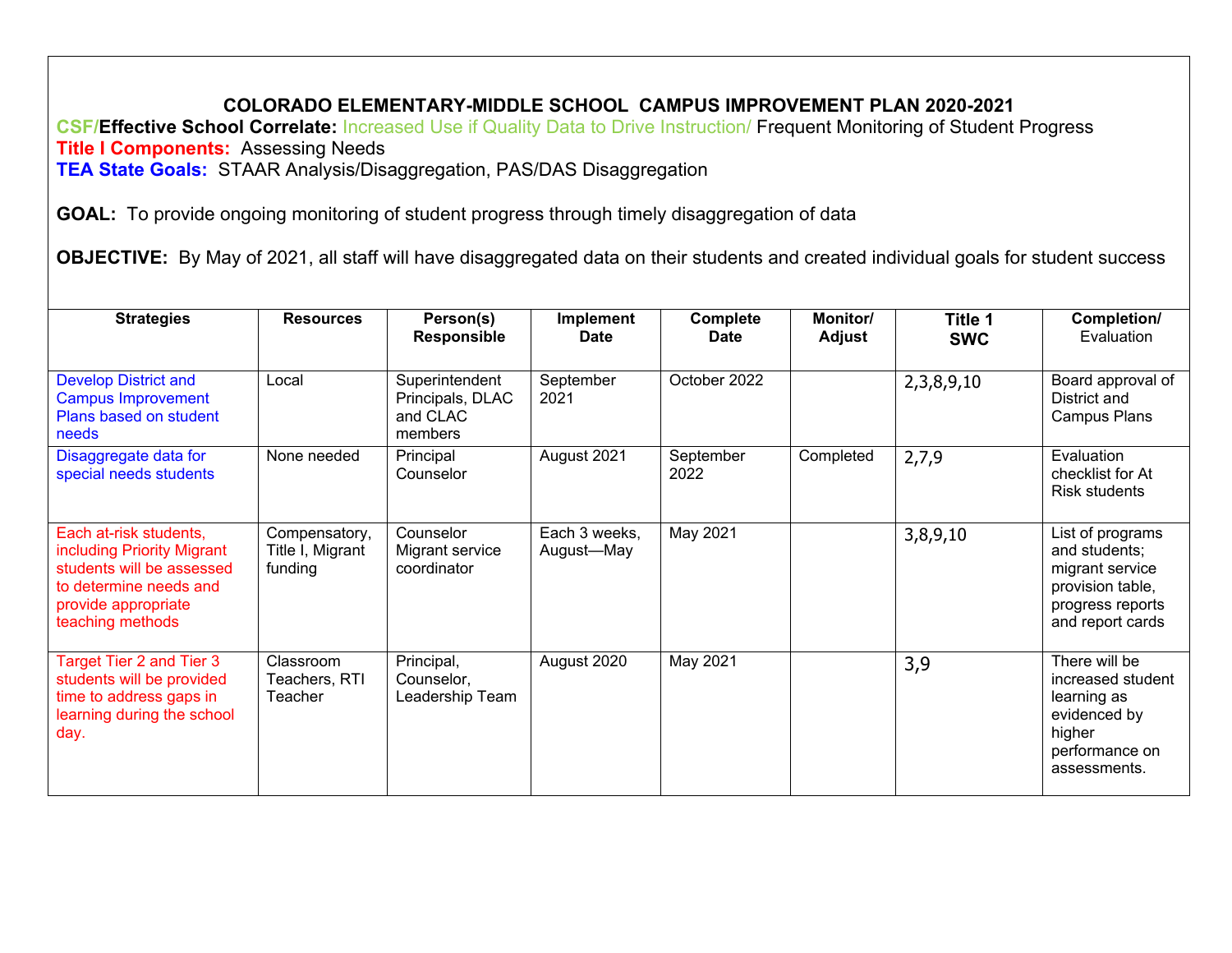**COLORADO ELEMENTARY-MIDDLE SCHOOL CAMPUS IMPROVEMENT PLAN 2020-2021**

**CSF/Effective School Correlate:** Increased Use if Quality Data to Drive Instruction/ Frequent Monitoring of Student Progress

**Title I Components:** Assessing Needs

**TEA State Goals:** STAAR Analysis/Disaggregation, PAS/DAS Disaggregation

**GOAL:** To provide ongoing monitoring of student progress through timely disaggregation of data

**OBJECTIVE:** By May of 2021, all staff will have disaggregated data on their students and created individual goals for student success

| **Strategies** | **Resources** | **Person(s) Responsible** | **Implement Date** | **Complete Date** | **Monitor/ Adjust** | **Title 1 SWC** | **Completion/** Evaluation |
|---|---|---|---|---|---|---|---|
| Develop District and Campus Improvement Plans based on student needs | Local | Superintendent Principals, DLAC and CLAC members | September 2021 | October 2022 | | 2,3,8,9,10 | Board approval of District and Campus Plans |
| Disaggregate data for special needs students | None needed | Principal Counselor | August 2021 | September 2022 | Completed | 2,7,9 | Evaluation checklist for At Risk students |
| Each at-risk students, including Priority Migrant students will be assessed to determine needs and provide appropriate teaching methods | Compensatory, Title I, Migrant funding | Counselor Migrant service coordinator | Each 3 weeks, August—May | May 2021 | | 3,8,9,10 | List of programs and students; migrant service provision table, progress reports and report cards |
| Target Tier 2 and Tier 3 students will be provided time to address gaps in learning during the school day. | Classroom Teachers, RTI Teacher | Principal, Counselor, Leadership Team | August 2020 | May 2021 | | 3,9 | There will be increased student learning as evidenced by higher performance on assessments. |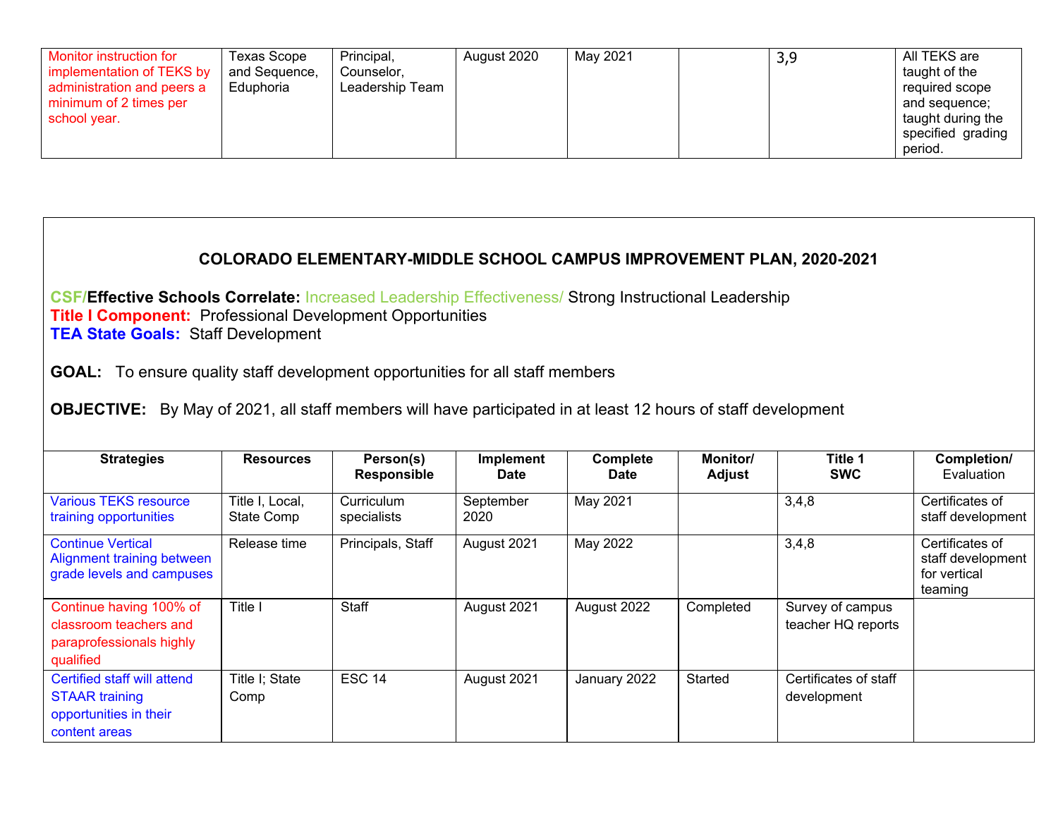| | | | | | | | |
|---|---|---|---|---|---|---|---|
| Monitor instruction for implementation of TEKS by administration and peers a minimum of 2 times per school year. | Texas Scope and Sequence, Eduphoria | Principal, Counselor, Leadership Team | August 2020 | May 2021 | | 3,9 | All TEKS are taught of the required scope and sequence; taught during the specified grading period. |

**COLORADO ELEMENTARY-MIDDLE SCHOOL CAMPUS IMPROVEMENT PLAN, 2020-2021**

**CSF/Effective Schools Correlate:** Increased Leadership Effectiveness/ Strong Instructional Leadership
**Title I Component:** Professional Development Opportunities
**TEA State Goals:** Staff Development

**GOAL:** To ensure quality staff development opportunities for all staff members

**OBJECTIVE:** By May of 2021, all staff members will have participated in at least 12 hours of staff development

| Strategies | Resources | Person(s) Responsible | Implement Date | Complete Date | Monitor/ Adjust | Title 1 SWC | Completion/ Evaluation |
|---|---|---|---|---|---|---|---|
| Various TEKS resource training opportunities | Title I, Local, State Comp | Curriculum specialists | September 2020 | May 2021 | | 3,4,8 | Certificates of staff development |
| Continue Vertical Alignment training between grade levels and campuses | Release time | Principals, Staff | August 2021 | May 2022 | | 3,4,8 | Certificates of staff development for vertical teaming |
| Continue having 100% of classroom teachers and paraprofessionals highly qualified | Title I | Staff | August 2021 | August 2022 | Completed | Survey of campus teacher HQ reports | |
| Certified staff will attend STAAR training opportunities in their content areas | Title I; State Comp | ESC 14 | August 2021 | January 2022 | Started | Certificates of staff development | |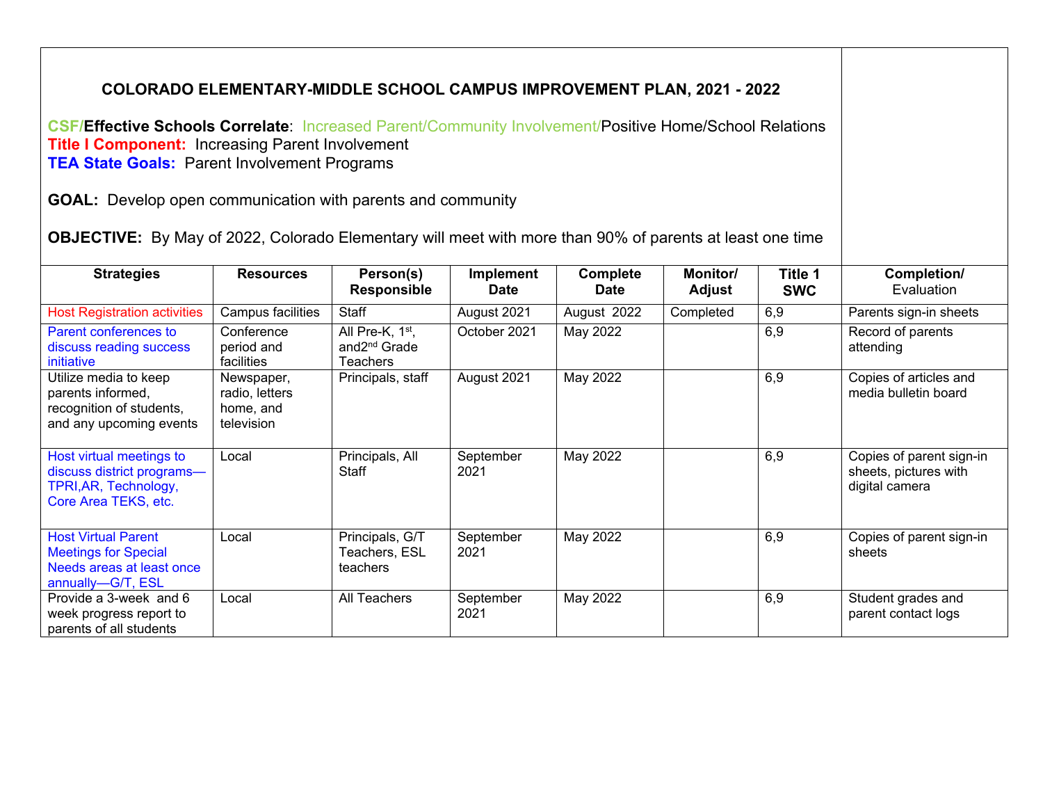## COLORADO ELEMENTARY-MIDDLE SCHOOL CAMPUS IMPROVEMENT PLAN, 2021 - 2022

**CSF/Effective Schools Correlate**: Increased Parent/Community Involvement/Positive Home/School Relations
**Title I Component:** Increasing Parent Involvement
**TEA State Goals:** Parent Involvement Programs

**GOAL:** Develop open communication with parents and community

**OBJECTIVE:** By May of 2022, Colorado Elementary will meet with more than 90% of parents at least one time

| Strategies | Resources | Person(s) Responsible | Implement Date | Complete Date | Monitor/ Adjust | Title 1 SWC | Completion/ Evaluation |
|---|---|---|---|---|---|---|---|
| Host Registration activities | Campus facilities | Staff | August 2021 | August 2022 | Completed | 6,9 | Parents sign-in sheets |
| Parent conferences to discuss reading success initiative | Conference period and facilities | All Pre-K, 1st, and2nd Grade Teachers | October 2021 | May 2022 | | 6,9 | Record of parents attending |
| Utilize media to keep parents informed, recognition of students, and any upcoming events | Newspaper, radio, letters home, and television | Principals, staff | August 2021 | May 2022 | | 6,9 | Copies of articles and media bulletin board |
| Host virtual meetings to discuss district programs—TPRI,AR, Technology, Core Area TEKS, etc. | Local | Principals, All Staff | September 2021 | May 2022 | | 6,9 | Copies of parent sign-in sheets, pictures with digital camera |
| Host Virtual Parent Meetings for Special Needs areas at least once annually—G/T, ESL | Local | Principals, G/T Teachers, ESL teachers | September 2021 | May 2022 | | 6,9 | Copies of parent sign-in sheets |
| Provide a 3-week and 6 week progress report to parents of all students | Local | All Teachers | September 2021 | May 2022 | | 6,9 | Student grades and parent contact logs |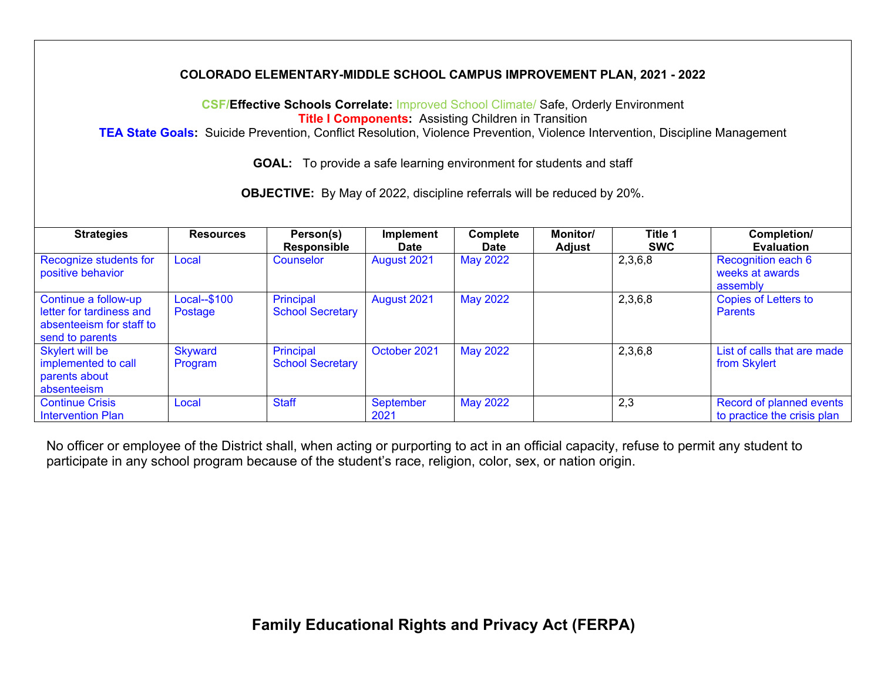**COLORADO ELEMENTARY-MIDDLE SCHOOL CAMPUS IMPROVEMENT PLAN, 2021 - 2022**

**CSF/Effective Schools Correlate:** Improved School Climate/ Safe, Orderly Environment
**Title I Components:** Assisting Children in Transition
**TEA State Goals:** Suicide Prevention, Conflict Resolution, Violence Prevention, Violence Intervention, Discipline Management

**GOAL:** To provide a safe learning environment for students and staff

**OBJECTIVE:** By May of 2022, discipline referrals will be reduced by 20%.

| Strategies | Resources | Person(s) Responsible | Implement Date | Complete Date | Monitor/ Adjust | Title 1 SWC | Completion/ Evaluation |
|---|---|---|---|---|---|---|---|
| Recognize students for positive behavior | Local | Counselor | August 2021 | May 2022 | | 2,3,6,8 | Recognition each 6 weeks at awards assembly |
| Continue a follow-up letter for tardiness and absenteeism for staff to send to parents | Local--$100 Postage | Principal School Secretary | August 2021 | May 2022 | | 2,3,6,8 | Copies of Letters to Parents |
| Skylert will be implemented to call parents about absenteeism | Skyward Program | Principal School Secretary | October 2021 | May 2022 | | 2,3,6,8 | List of calls that are made from Skylert |
| Continue Crisis Intervention Plan | Local | Staff | September 2021 | May 2022 | | 2,3 | Record of planned events to practice the crisis plan |

No officer or employee of the District shall, when acting or purporting to act in an official capacity, refuse to permit any student to participate in any school program because of the student's race, religion, color, sex, or nation origin.

## Family Educational Rights and Privacy Act (FERPA)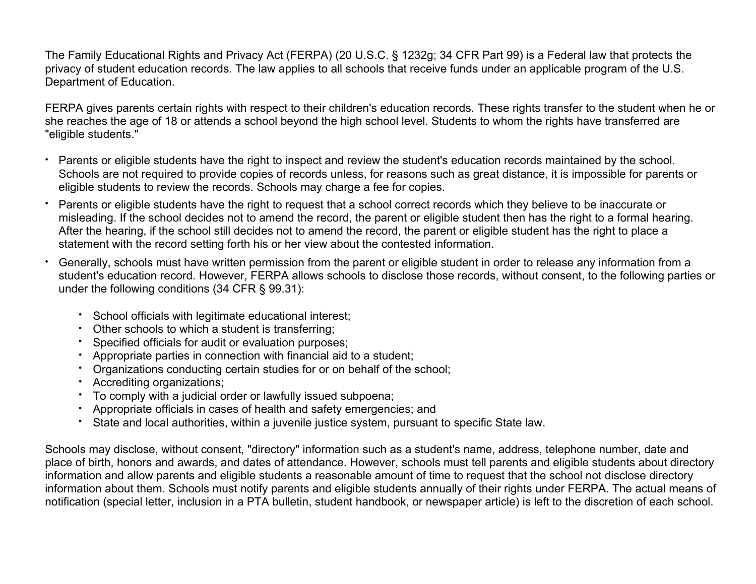The Family Educational Rights and Privacy Act (FERPA) (20 U.S.C. § 1232g; 34 CFR Part 99) is a Federal law that protects the privacy of student education records. The law applies to all schools that receive funds under an applicable program of the U.S. Department of Education.

FERPA gives parents certain rights with respect to their children's education records. These rights transfer to the student when he or she reaches the age of 18 or attends a school beyond the high school level. Students to whom the rights have transferred are "eligible students."

- Parents or eligible students have the right to inspect and review the student's education records maintained by the school. Schools are not required to provide copies of records unless, for reasons such as great distance, it is impossible for parents or eligible students to review the records. Schools may charge a fee for copies.
- Parents or eligible students have the right to request that a school correct records which they believe to be inaccurate or misleading. If the school decides not to amend the record, the parent or eligible student then has the right to a formal hearing. After the hearing, if the school still decides not to amend the record, the parent or eligible student has the right to place a statement with the record setting forth his or her view about the contested information.
- Generally, schools must have written permission from the parent or eligible student in order to release any information from a student's education record. However, FERPA allows schools to disclose those records, without consent, to the following parties or under the following conditions (34 CFR § 99.31):

    - School officials with legitimate educational interest;
    - Other schools to which a student is transferring;
    - Specified officials for audit or evaluation purposes;
    - Appropriate parties in connection with financial aid to a student;
    - Organizations conducting certain studies for or on behalf of the school;
    - Accrediting organizations;
    - To comply with a judicial order or lawfully issued subpoena;
    - Appropriate officials in cases of health and safety emergencies; and
    - State and local authorities, within a juvenile justice system, pursuant to specific State law.

Schools may disclose, without consent, "directory" information such as a student's name, address, telephone number, date and place of birth, honors and awards, and dates of attendance. However, schools must tell parents and eligible students about directory information and allow parents and eligible students a reasonable amount of time to request that the school not disclose directory information about them. Schools must notify parents and eligible students annually of their rights under FERPA. The actual means of notification (special letter, inclusion in a PTA bulletin, student handbook, or newspaper article) is left to the discretion of each school.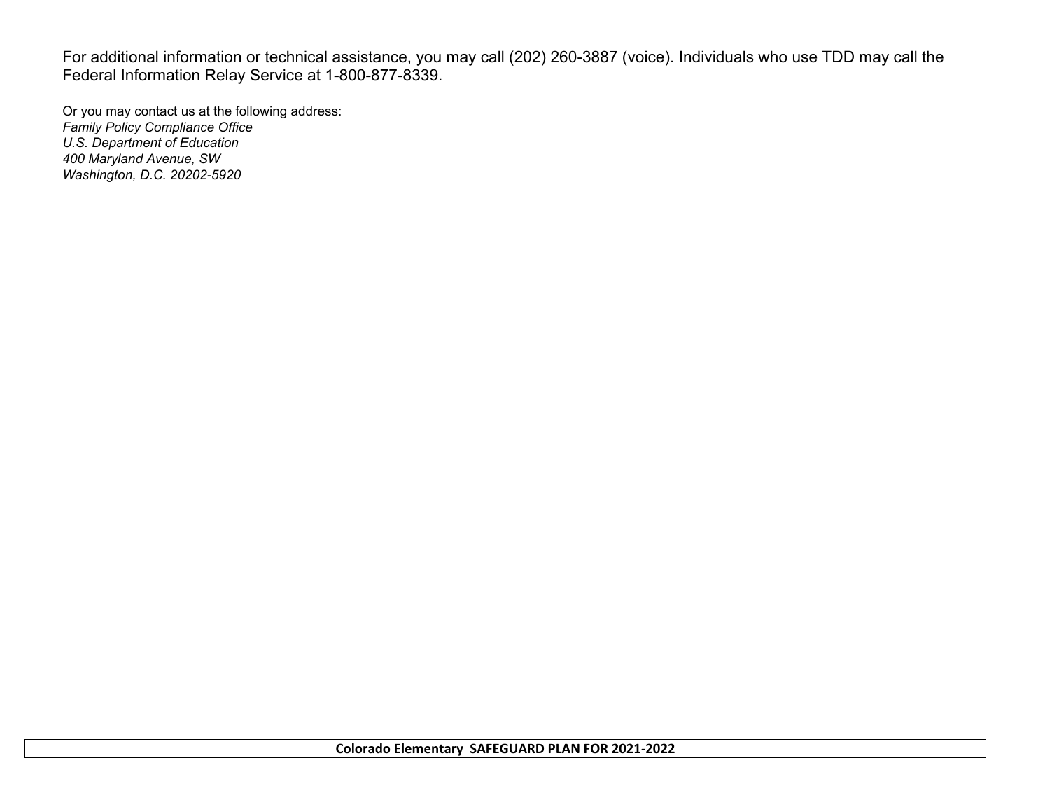For additional information or technical assistance, you may call (202) 260-3887 (voice). Individuals who use TDD may call the Federal Information Relay Service at 1-800-877-8339.

Or you may contact us at the following address:
*Family Policy Compliance Office*
*U.S. Department of Education*
*400 Maryland Avenue, SW*
*Washington, D.C. 20202-5920*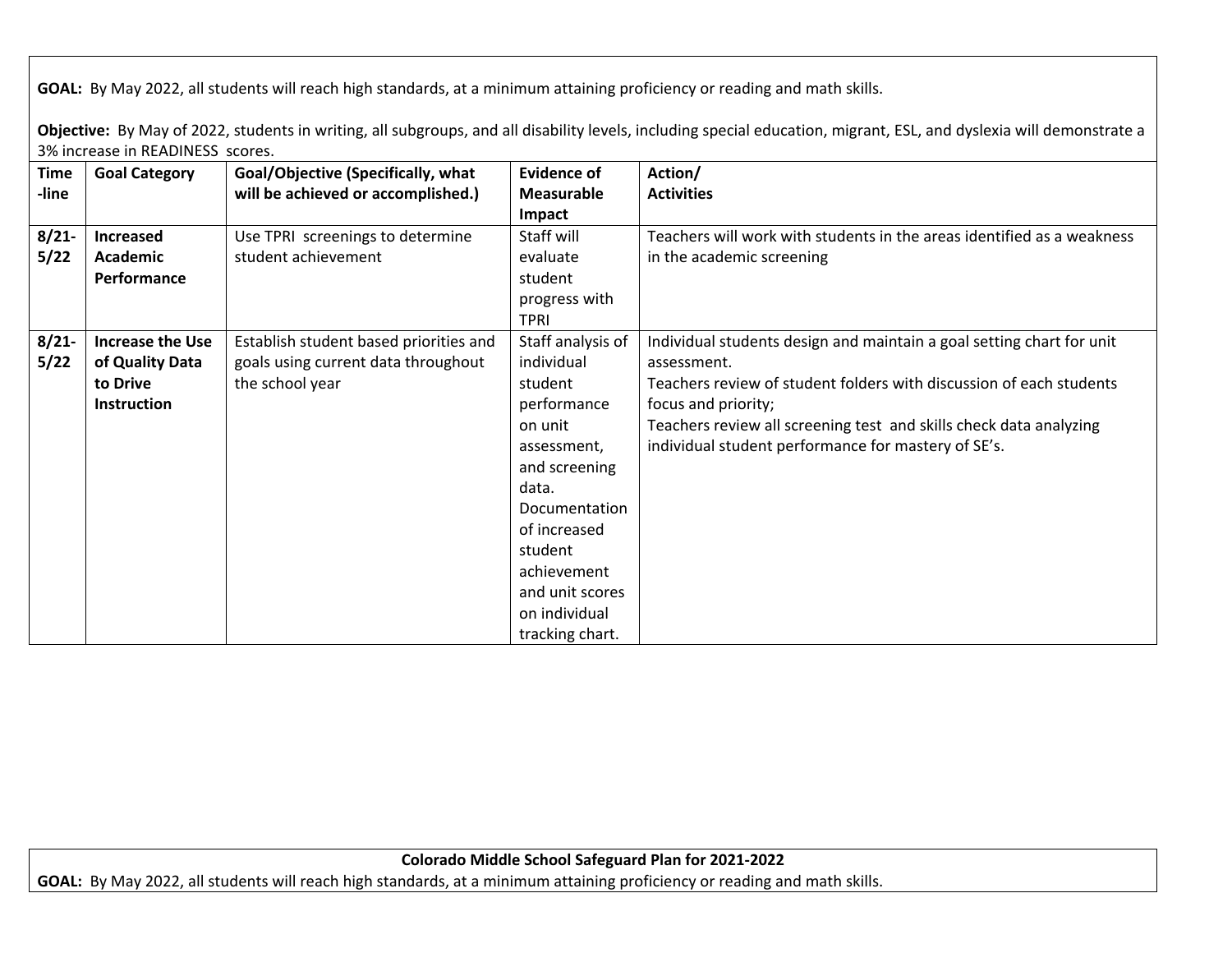**GOAL:** By May 2022, all students will reach high standards, at a minimum attaining proficiency or reading and math skills.

**Objective:** By May of 2022, students in writing, all subgroups, and all disability levels, including special education, migrant, ESL, and dyslexia will demonstrate a 3% increase in READINESS scores.

| Time -line | Goal Category | Goal/Objective (Specifically, what will be achieved or accomplished.) | Evidence of Measurable Impact | Action/ Activities |
|---|---|---|---|---|
| 8/21-5/22 | **Increased Academic Performance** | Use TPRI screenings to determine student achievement | Staff will evaluate student progress with TPRI | Teachers will work with students in the areas identified as a weakness in the academic screening |
| 8/21-5/22 | **Increase the Use of Quality Data to Drive Instruction** | Establish student based priorities and goals using current data throughout the school year | Staff analysis of individual student performance on unit assessment, and screening data. Documentation of increased student achievement and unit scores on individual tracking chart. | Individual students design and maintain a goal setting chart for unit assessment.<br>Teachers review of student folders with discussion of each students focus and priority;<br>Teachers review all screening test and skills check data analyzing individual student performance for mastery of SE's. |

**Colorado Middle School Safeguard Plan for 2021-2022**

**GOAL:** By May 2022, all students will reach high standards, at a minimum attaining proficiency or reading and math skills.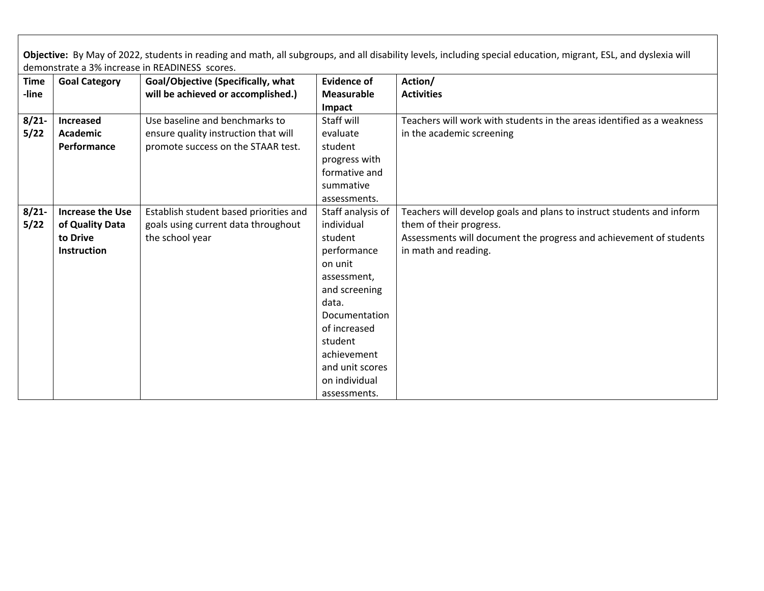**Objective:** By May of 2022, students in reading and math, all subgroups, and all disability levels, including special education, migrant, ESL, and dyslexia will demonstrate a 3% increase in READINESS scores.

| Time -line | Goal Category | Goal/Objective (Specifically, what will be achieved or accomplished.) | Evidence of Measurable Impact | Action/ Activities |
|---|---|---|---|---|
| **8/21-5/22** | **Increased Academic Performance** | Use baseline and benchmarks to ensure quality instruction that will promote success on the STAAR test. | Staff will evaluate student progress with formative and summative assessments. | Teachers will work with students in the areas identified as a weakness in the academic screening |
| **8/21-5/22** | **Increase the Use of Quality Data to Drive Instruction** | Establish student based priorities and goals using current data throughout the school year | Staff analysis of individual student performance on unit assessment, and screening data. Documentation of increased student achievement and unit scores on individual assessments. | Teachers will develop goals and plans to instruct students and inform them of their progress.<br>Assessments will document the progress and achievement of students in math and reading. |